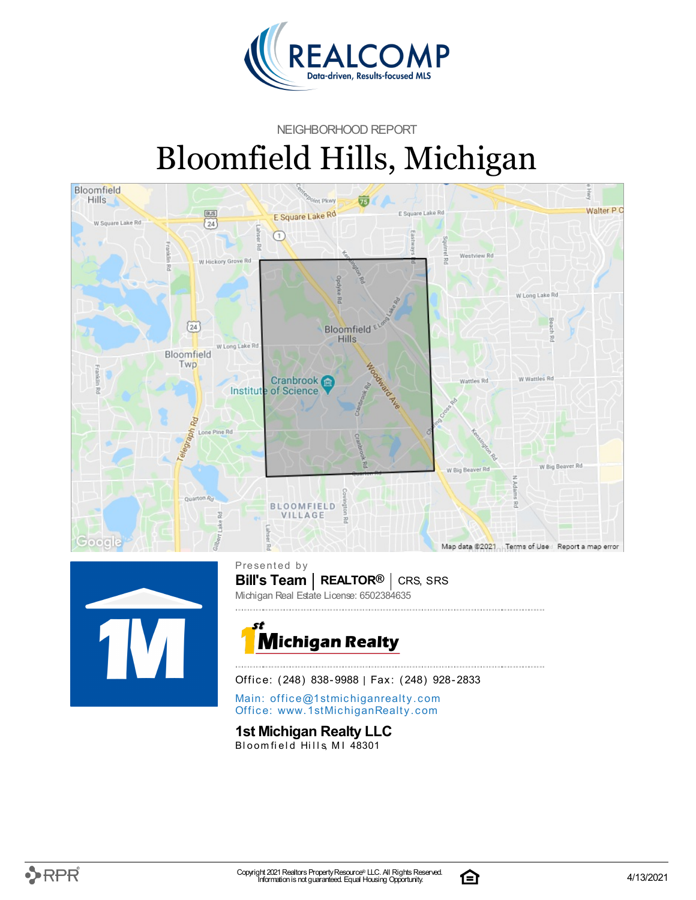NEIGHBORHOOD REPORT

# Bloomfield Hills, Michigan

Presented by

**Bill's Team** | **REALTOR®** | CRS, SRS

Michigan Real Estate License: 6502384635

Office: (248) 838-9988 | Fax: (248) 928-2833

Main: office@1stmichiganrealty.com
Office: www.1stMichiganRealty.com

**1st Michigan Realty LLC**
Bloomfield Hills, MI 48301

Copyright 2021 Realtors Property Resource® LLC. All Rights Reserved. Information is not guaranteed. Equal Housing Opportunity.

4/13/2021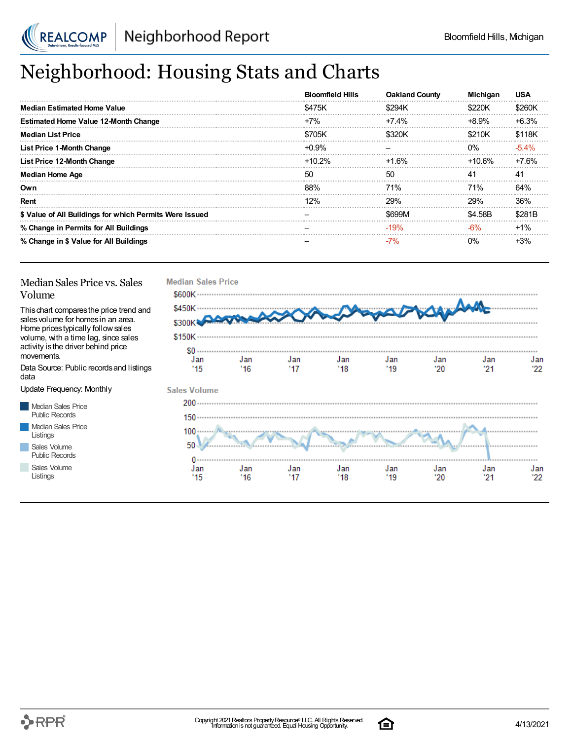# Neighborhood: Housing Stats and Charts

| | Bloomfield Hills | Oakland County | Michigan | USA |
|---|---|---|---|---|
| **Median Estimated Home Value** | $475K | $294K | $220K | $260K |
| **Estimated Home Value 12-Month Change** | +7% | +7.4% | +8.9% | +6.3% |
| **Median List Price** | $705K | $320K | $210K | $118K |
| **List Price 1-Month Change** | +0.9% | – | 0% | -5.4% |
| **List Price 12-Month Change** | +10.2% | +1.6% | +10.6% | +7.6% |
| **Median Home Age** | 50 | 50 | 41 | 41 |
| **Own** | 88% | 71% | 71% | 64% |
| **Rent** | 12% | 29% | 29% | 36% |
| **$ Value of All Buildings for which Permits Were Issued** | – | $699M | $4.58B | $281B |
| **% Change in Permits for All Buildings** | – | -19% | -6% | +1% |
| **% Change in $ Value for All Buildings** | – | -7% | 0% | +3% |

## Median Sales Price vs. Sales Volume

This chart compares the price trend and sales volume for homes in an area. Home prices typically follow sales volume, with a time lag, since sales activity is the driver behind price movements.

Data Source: Public records and listings data

Update Frequency: Monthly

- Median Sales Price Public Records
- Median Sales Price Listings
- Sales Volume Public Records
- Sales Volume Listings

**Median Sales Price**

**Sales Volume**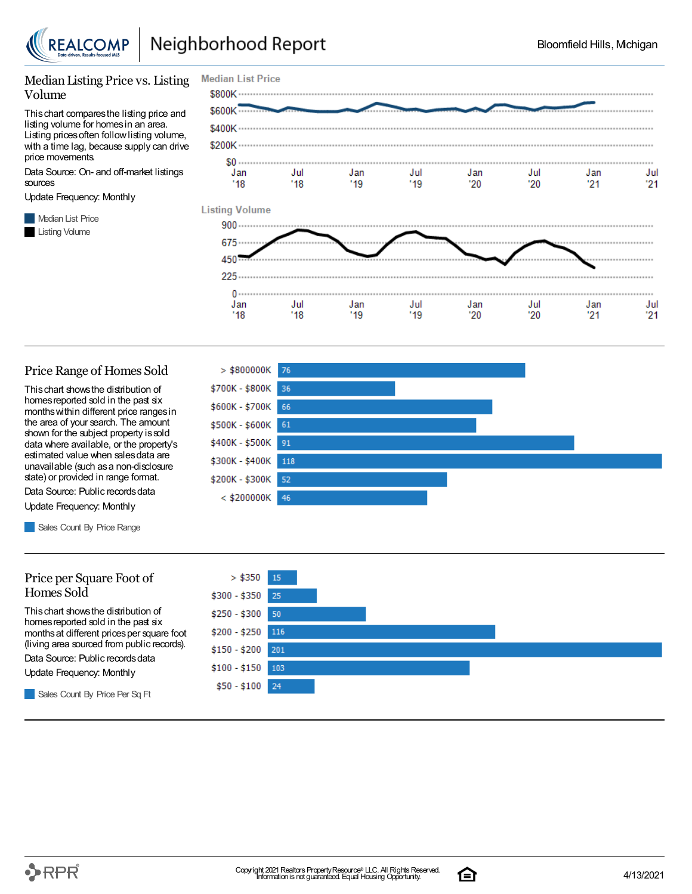Bloomfield Hills, Michigan

# Neighborhood Report

## Median Listing Price vs. Listing Volume

This chart compares the listing price and listing volume for homes in an area. Listing prices often follow listing volume, with a time lag, because supply can drive price movements.

Data Source: On- and off-market listings sources

Update Frequency: Monthly

- Median List Price
- Listing Volume

**Median List Price**

$800K, $600K, $400K, $200K, $0

Jan '18, Jul '18, Jan '19, Jul '19, Jan '20, Jul '20, Jan '21, Jul '21

**Listing Volume**

900, 675, 450, 225, 0

Jan '18, Jul '18, Jan '19, Jul '19, Jan '20, Jul '20, Jan '21, Jul '21

## Price Range of Homes Sold

This chart shows the distribution of homes reported sold in the past six months within different price ranges in the area of your search. The amount shown for the subject property is sold data where available, or the property's estimated value when sales data are unavailable (such as a non-disclosure state) or provided in range format.

Data Source: Public records data

Update Frequency: Monthly

- Sales Count By Price Range

| Price Range | Sales Count |
|---|---|
| > $800000K | 76 |
| $700K - $800K | 36 |
| $600K - $700K | 66 |
| $500K - $600K | 61 |
| $400K - $500K | 91 |
| $300K - $400K | 118 |
| $200K - $300K | 52 |
| < $200000K | 46 |

## Price per Square Foot of Homes Sold

This chart shows the distribution of homes reported sold in the past six months at different prices per square foot (living area sourced from public records).

Data Source: Public records data

Update Frequency: Monthly

- Sales Count By Price Per Sq Ft

| Price Per Sq Ft | Sales Count |
|---|---|
| > $350 | 15 |
| $300 - $350 | 25 |
| $250 - $300 | 50 |
| $200 - $250 | 116 |
| $150 - $200 | 201 |
| $100 - $150 | 103 |
| $50 - $100 | 24 |

Copyright 2021 Realtors Property Resource® LLC. All Rights Reserved.
Information is not guaranteed. Equal Housing Opportunity.

4/13/2021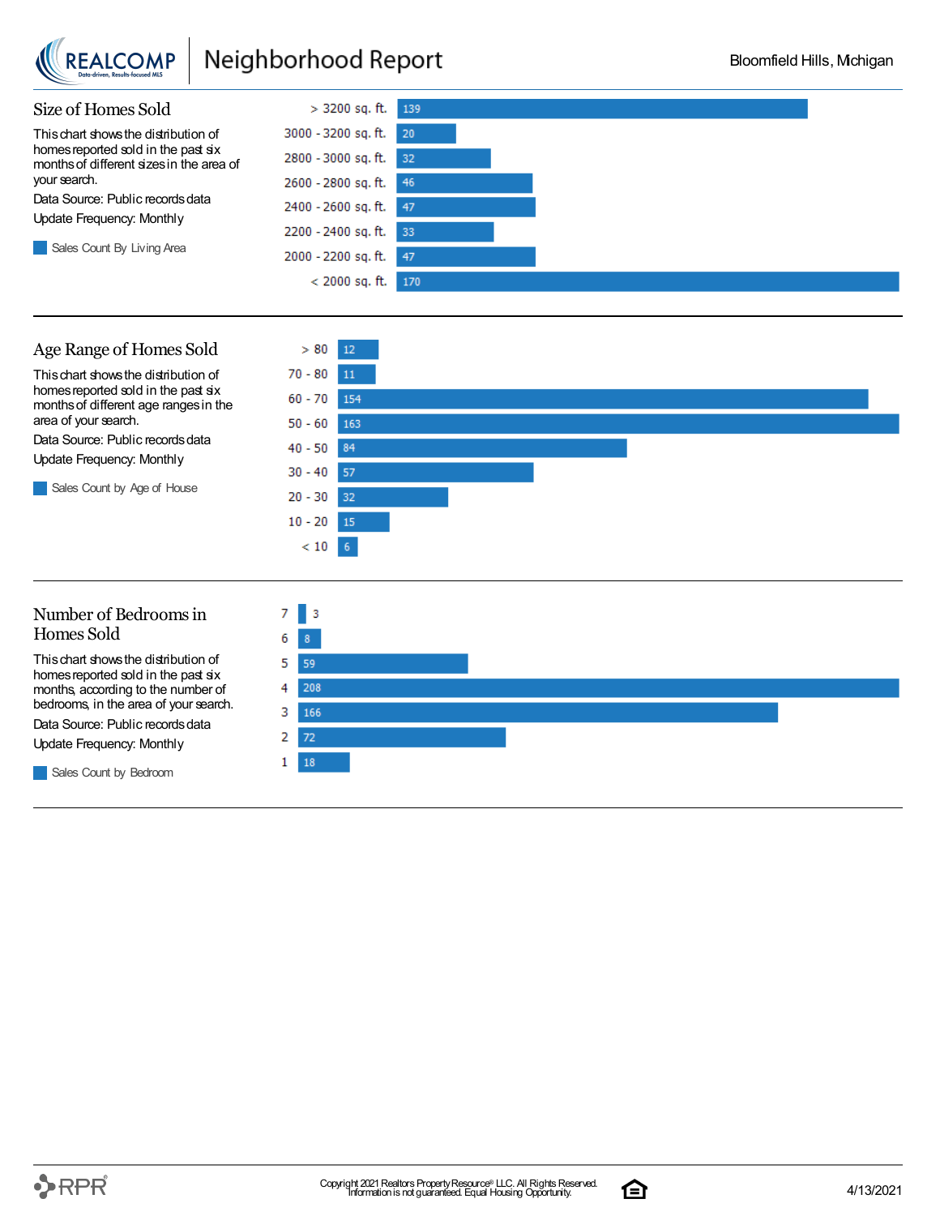## Size of Homes Sold

This chart shows the distribution of homes reported sold in the past six months of different sizes in the area of your search.

Data Source: Public records data

Update Frequency: Monthly

Sales Count By Living Area

| Living Area | Sales Count |
|---|---|
| > 3200 sq. ft. | 139 |
| 3000 - 3200 sq. ft. | 20 |
| 2800 - 3000 sq. ft. | 32 |
| 2600 - 2800 sq. ft. | 46 |
| 2400 - 2600 sq. ft. | 47 |
| 2200 - 2400 sq. ft. | 33 |
| 2000 - 2200 sq. ft. | 47 |
| < 2000 sq. ft. | 170 |

## Age Range of Homes Sold

This chart shows the distribution of homes reported sold in the past six months of different age ranges in the area of your search.

Data Source: Public records data

Update Frequency: Monthly

Sales Count by Age of House

| Age of House | Sales Count |
|---|---|
| > 80 | 12 |
| 70 - 80 | 11 |
| 60 - 70 | 154 |
| 50 - 60 | 163 |
| 40 - 50 | 84 |
| 30 - 40 | 57 |
| 20 - 30 | 32 |
| 10 - 20 | 15 |
| < 10 | 6 |

## Number of Bedrooms in Homes Sold

This chart shows the distribution of homes reported sold in the past six months, according to the number of bedrooms, in the area of your search.

Data Source: Public records data

Update Frequency: Monthly

Sales Count by Bedroom

| Bedrooms | Sales Count |
|---|---|
| 7 | 3 |
| 6 | 8 |
| 5 | 59 |
| 4 | 208 |
| 3 | 166 |
| 2 | 72 |
| 1 | 18 |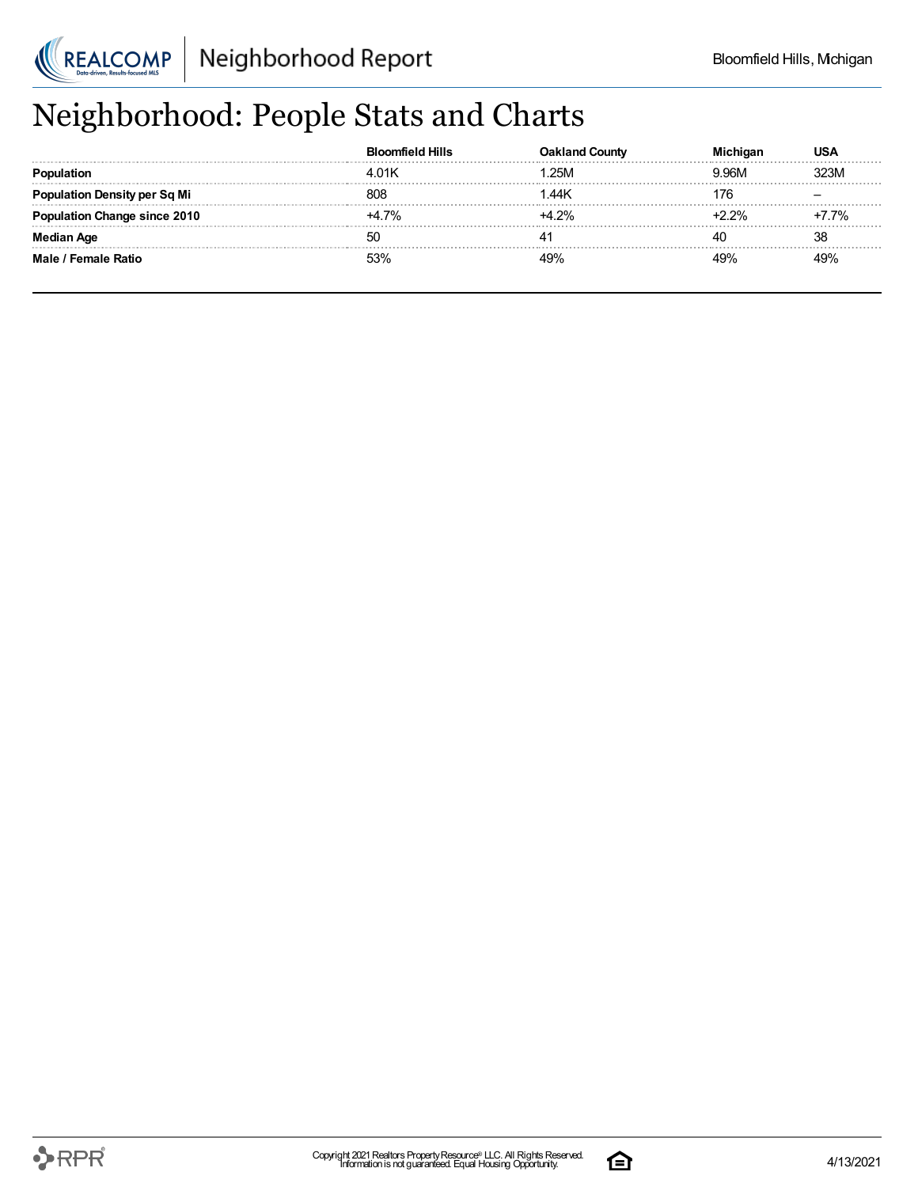# Neighborhood: People Stats and Charts

| | Bloomfield Hills | Oakland County | Michigan | USA |
|---|---|---|---|---|
| **Population** | 4.01K | 1.25M | 9.96M | 323M |
| **Population Density per Sq Mi** | 808 | 1.44K | 176 | – |
| **Population Change since 2010** | +4.7% | +4.2% | +2.2% | +7.7% |
| **Median Age** | 50 | 41 | 40 | 38 |
| **Male / Female Ratio** | 53% | 49% | 49% | 49% |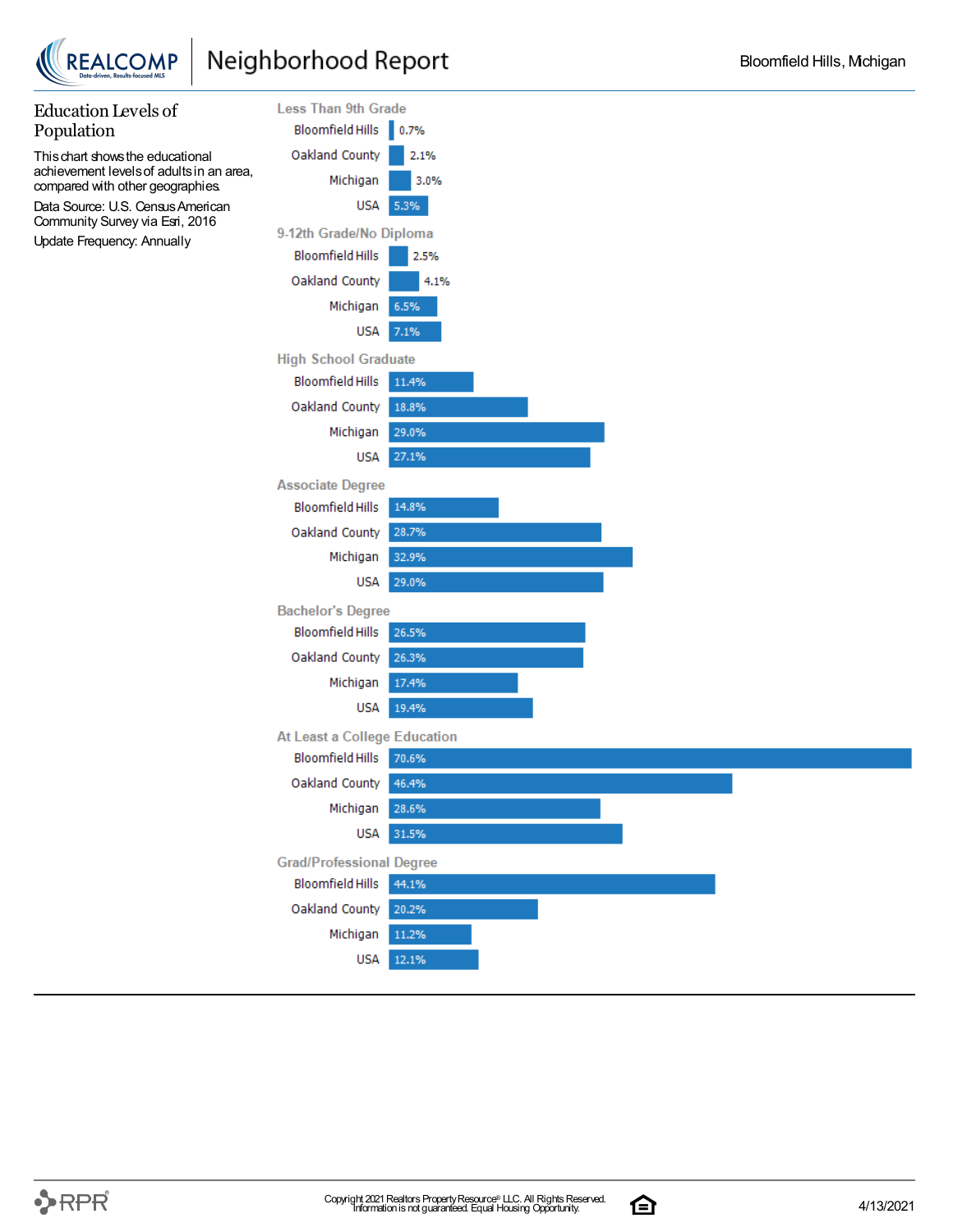## Education Levels of Population

This chart shows the educational achievement levels of adults in an area, compared with other geographies.

Data Source: U.S. Census American Community Survey via Esri, 2016

Update Frequency: Annually

| Education Level | Bloomfield Hills | Oakland County | Michigan | USA |
|---|---|---|---|---|
| Less Than 9th Grade | 0.7% | 2.1% | 3.0% | 5.3% |
| 9-12th Grade/No Diploma | 2.5% | 4.1% | 6.5% | 7.1% |
| High School Graduate | 11.4% | 18.8% | 29.0% | 27.1% |
| Associate Degree | 14.8% | 28.7% | 32.9% | 29.0% |
| Bachelor's Degree | 26.5% | 26.3% | 17.4% | 19.4% |
| At Least a College Education | 70.6% | 46.4% | 28.6% | 31.5% |
| Grad/Professional Degree | 44.1% | 20.2% | 11.2% | 12.1% |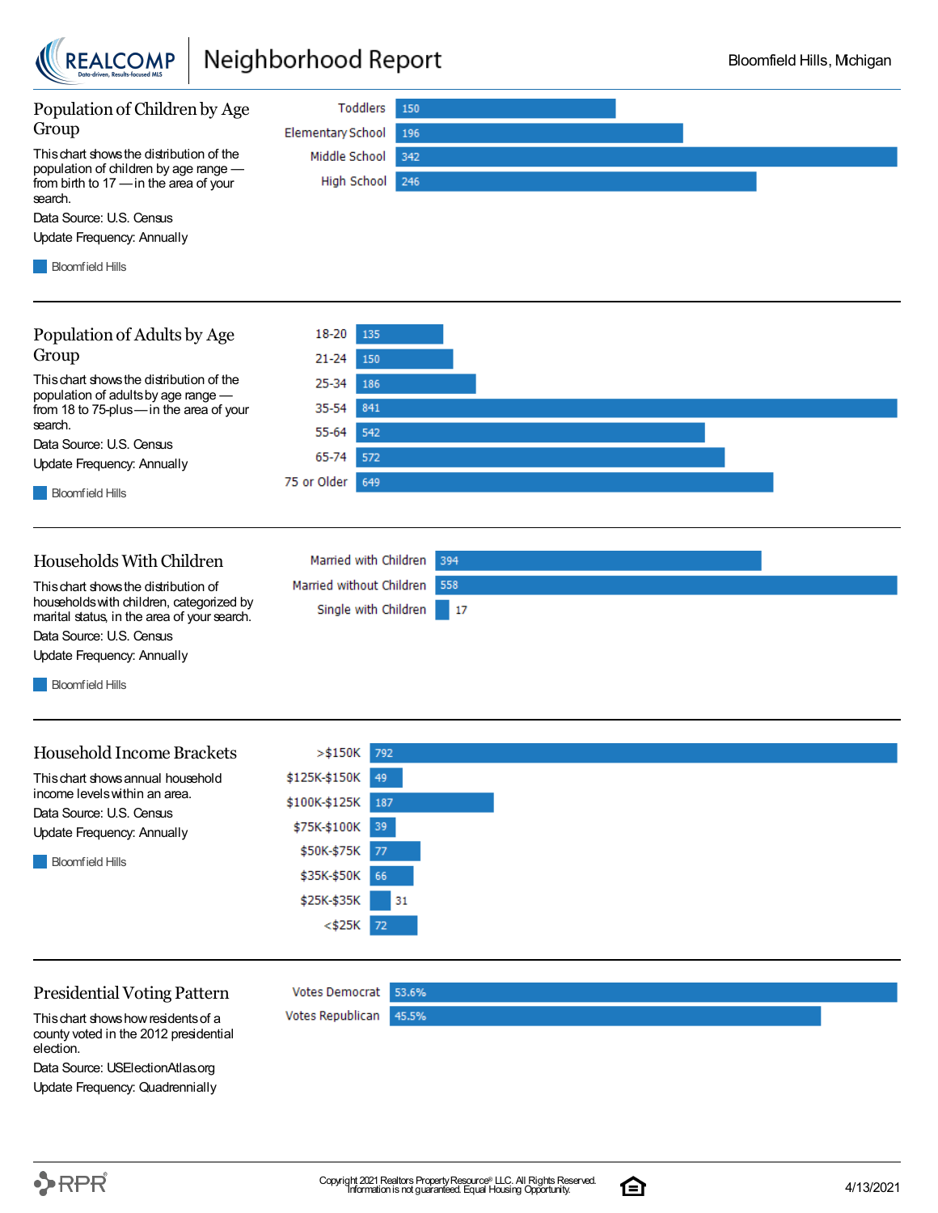## Population of Children by Age Group

This chart shows the distribution of the population of children by age range — from birth to 17 — in the area of your search.

Data Source: U.S. Census

Update Frequency: Annually

Bloomfield Hills

| Age Group | Bloomfield Hills |
| --- | --- |
| Toddlers | 150 |
| Elementary School | 196 |
| Middle School | 342 |
| High School | 246 |

## Population of Adults by Age Group

This chart shows the distribution of the population of adults by age range — from 18 to 75-plus — in the area of your search.

Data Source: U.S. Census

Update Frequency: Annually

Bloomfield Hills

| Age Group | Bloomfield Hills |
| --- | --- |
| 18-20 | 135 |
| 21-24 | 150 |
| 25-34 | 186 |
| 35-54 | 841 |
| 55-64 | 542 |
| 65-74 | 572 |
| 75 or Older | 649 |

## Households With Children

This chart shows the distribution of households with children, categorized by marital status, in the area of your search.

Data Source: U.S. Census

Update Frequency: Annually

Bloomfield Hills

| Household Type | Bloomfield Hills |
| --- | --- |
| Married with Children | 394 |
| Married without Children | 558 |
| Single with Children | 17 |

## Household Income Brackets

This chart shows annual household income levels within an area.

Data Source: U.S. Census

Update Frequency: Annually

Bloomfield Hills

| Income Bracket | Bloomfield Hills |
| --- | --- |
| >$150K | 792 |
| $125K-$150K | 49 |
| $100K-$125K | 187 |
| $75K-$100K | 39 |
| $50K-$75K | 77 |
| $35K-$50K | 66 |
| $25K-$35K | 31 |
| <$25K | 72 |

## Presidential Voting Pattern

This chart shows how residents of a county voted in the 2012 presidential election.

Data Source: USElectionAtlas.org

Update Frequency: Quadrennially

| Vote | Percentage |
| --- | --- |
| Votes Democrat | 53.6% |
| Votes Republican | 45.5% |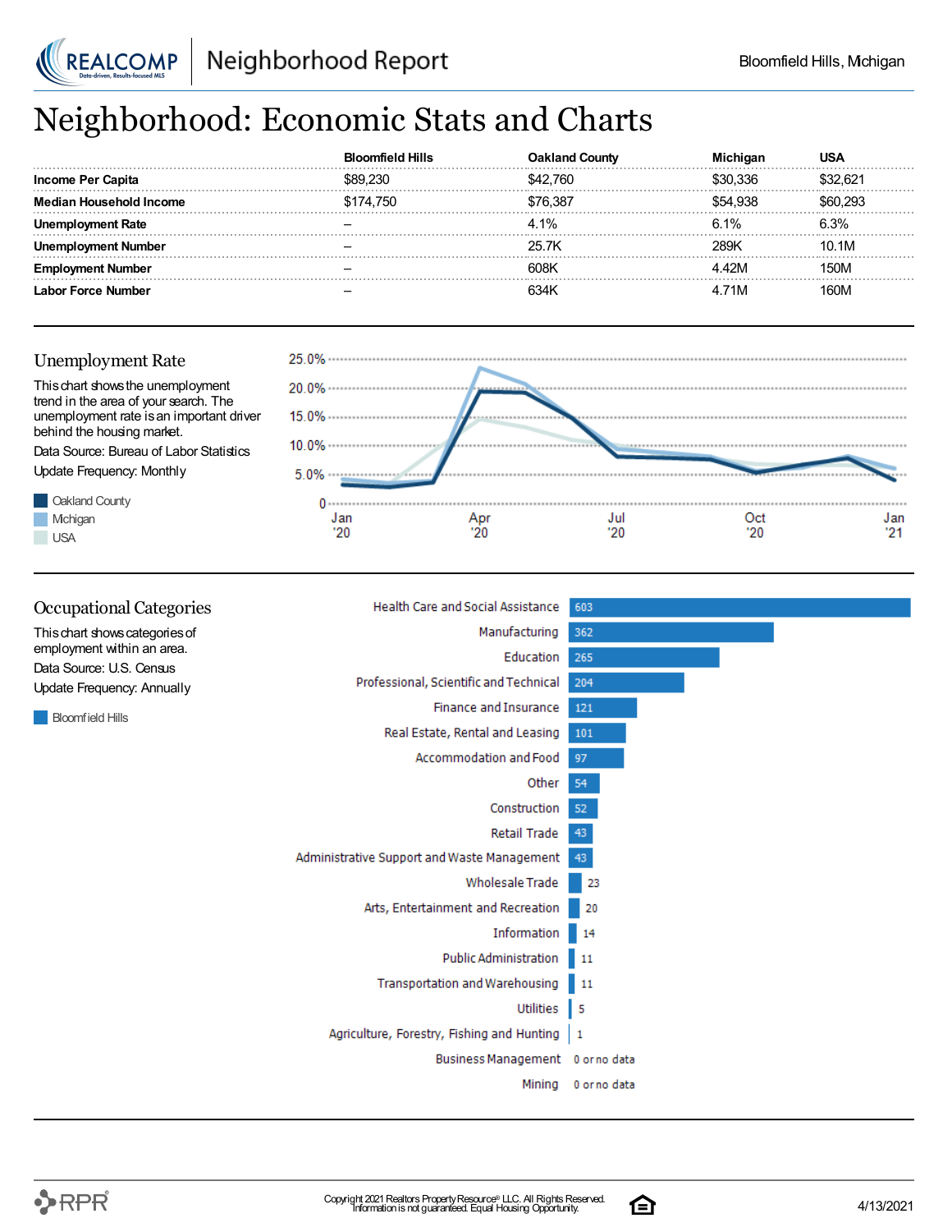# Neighborhood: Economic Stats and Charts

| | Bloomfield Hills | Oakland County | Michigan | USA |
|---|---|---|---|---|
| **Income Per Capita** | $89,230 | $42,760 | $30,336 | $32,621 |
| **Median Household Income** | $174,750 | $76,387 | $54,938 | $60,293 |
| **Unemployment Rate** | – | 4.1% | 6.1% | 6.3% |
| **Unemployment Number** | – | 25.7K | 289K | 10.1M |
| **Employment Number** | – | 608K | 4.42M | 150M |
| **Labor Force Number** | – | 634K | 4.71M | 160M |

## Unemployment Rate

This chart shows the unemployment trend in the area of your search. The unemployment rate is an important driver behind the housing market.

Data Source: Bureau of Labor Statistics

Update Frequency: Monthly

Oakland County

Michigan

USA

## Occupational Categories

This chart shows categories of employment within an area.

Data Source: U.S. Census

Update Frequency: Annually

Bloomfield Hills

| Category | Bloomfield Hills |
|---|---|
| Health Care and Social Assistance | 603 |
| Manufacturing | 362 |
| Education | 265 |
| Professional, Scientific and Technical | 204 |
| Finance and Insurance | 121 |
| Real Estate, Rental and Leasing | 101 |
| Accommodation and Food | 97 |
| Other | 54 |
| Construction | 52 |
| Retail Trade | 43 |
| Administrative Support and Waste Management | 43 |
| Wholesale Trade | 23 |
| Arts, Entertainment and Recreation | 20 |
| Information | 14 |
| Public Administration | 11 |
| Transportation and Warehousing | 11 |
| Utilities | 5 |
| Agriculture, Forestry, Fishing and Hunting | 1 |
| Business Management | 0 or no data |
| Mining | 0 or no data |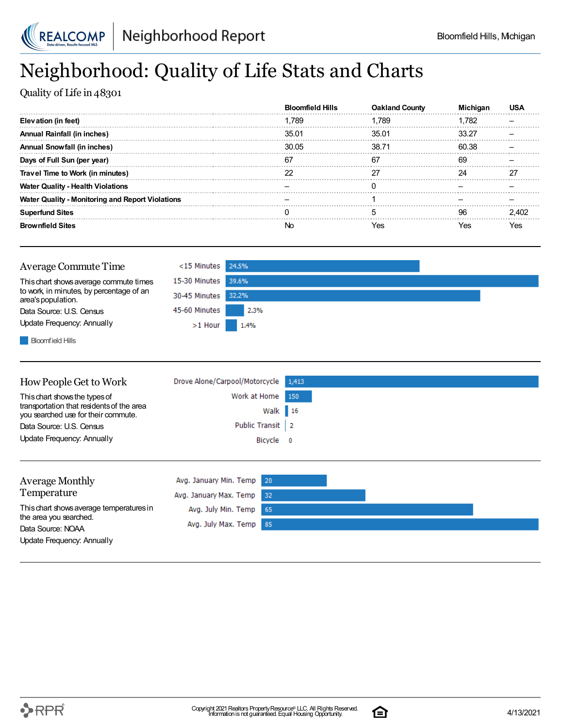# Neighborhood: Quality of Life Stats and Charts

Quality of Life in 48301

| | Bloomfield Hills | Oakland County | Michigan | USA |
|---|---|---|---|---|
| **Elevation (in feet)** | 1,789 | 1,789 | 1,782 | – |
| **Annual Rainfall (in inches)** | 35.01 | 35.01 | 33.27 | – |
| **Annual Snowfall (in inches)** | 30.05 | 38.71 | 60.38 | – |
| **Days of Full Sun (per year)** | 67 | 67 | 69 | – |
| **Travel Time to Work (in minutes)** | 22 | 27 | 24 | 27 |
| **Water Quality - Health Violations** | – | 0 | – | – |
| **Water Quality - Monitoring and Report Violations** | – | 1 | – | – |
| **Superfund Sites** | 0 | 5 | 96 | 2,402 |
| **Brownfield Sites** | No | Yes | Yes | Yes |

## Average Commute Time

This chart shows average commute times to work, in minutes, by percentage of an area's population.

Data Source: U.S. Census

Update Frequency: Annually

| Commute Time | Bloomfield Hills |
|---|---|
| <15 Minutes | 24.5% |
| 15-30 Minutes | 39.6% |
| 30-45 Minutes | 32.2% |
| 45-60 Minutes | 2.3% |
| >1 Hour | 1.4% |

## How People Get to Work

This chart shows the types of transportation that residents of the area you searched use for their commute.

Data Source: U.S. Census

Update Frequency: Annually

| Transportation | Count |
|---|---|
| Drove Alone/Carpool/Motorcycle | 1,413 |
| Work at Home | 150 |
| Walk | 16 |
| Public Transit | 2 |
| Bicycle | 0 |

## Average Monthly Temperature

This chart shows average temperatures in the area you searched.

Data Source: NOAA

Update Frequency: Annually

| Temperature | Value |
|---|---|
| Avg. January Min. Temp | 20 |
| Avg. January Max. Temp | 32 |
| Avg. July Min. Temp | 65 |
| Avg. July Max. Temp | 85 |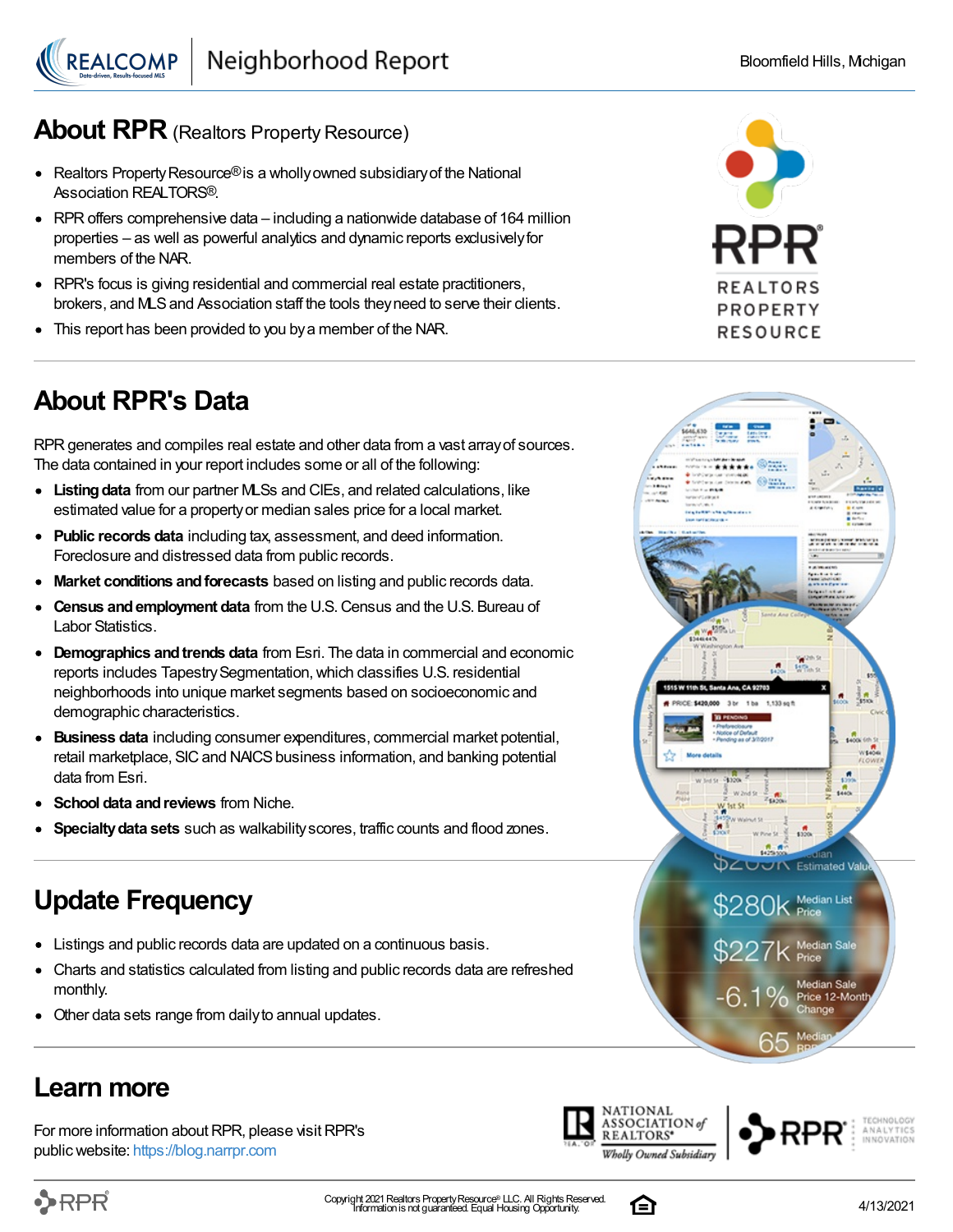## About RPR (Realtors Property Resource)

- Realtors Property Resource® is a wholly owned subsidiary of the National Association REALTORS®.
- RPR offers comprehensive data – including a nationwide database of 164 million properties – as well as powerful analytics and dynamic reports exclusively for members of the NAR.
- RPR's focus is giving residential and commercial real estate practitioners, brokers, and MLS and Association staff the tools they need to serve their clients.
- This report has been provided to you by a member of the NAR.

## About RPR's Data

RPR generates and compiles real estate and other data from a vast array of sources. The data contained in your report includes some or all of the following:

- **Listing data** from our partner MLSs and CIEs, and related calculations, like estimated value for a property or median sales price for a local market.
- **Public records data** including tax, assessment, and deed information. Foreclosure and distressed data from public records.
- **Market conditions and forecasts** based on listing and public records data.
- **Census and employment data** from the U.S. Census and the U.S. Bureau of Labor Statistics.
- **Demographics and trends data** from Esri. The data in commercial and economic reports includes Tapestry Segmentation, which classifies U.S. residential neighborhoods into unique market segments based on socioeconomic and demographic characteristics.
- **Business data** including consumer expenditures, commercial market potential, retail marketplace, SIC and NAICS business information, and banking potential data from Esri.
- **School data and reviews** from Niche.
- **Specialty data sets** such as walkability scores, traffic counts and flood zones.

## Update Frequency

- Listings and public records data are updated on a continuous basis.
- Charts and statistics calculated from listing and public records data are refreshed monthly.
- Other data sets range from daily to annual updates.

## Learn more

For more information about RPR, please visit RPR's public website: https://blog.narrpr.com